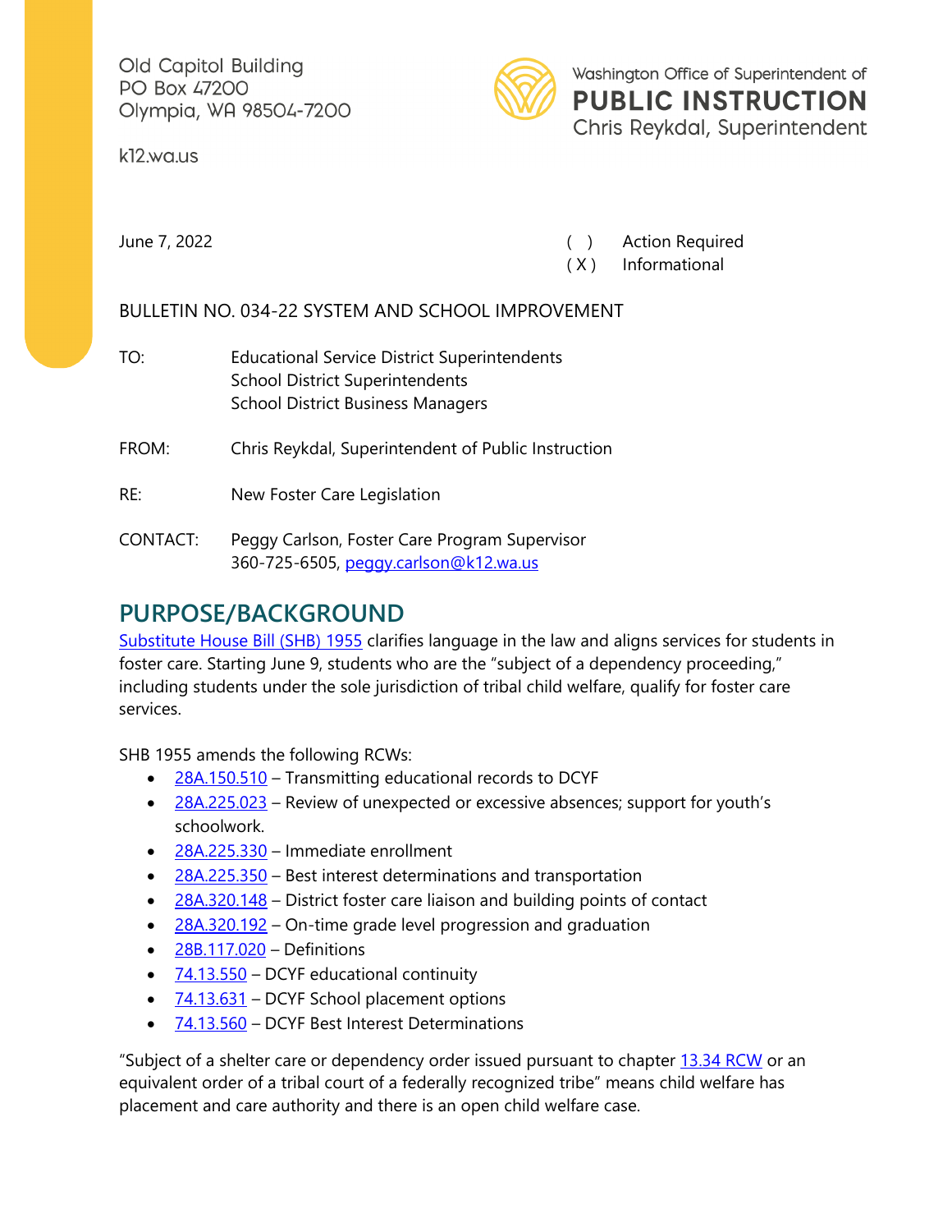Old Capitol Building
PO Box 47200
Olympia, WA 98504-7200

k12.wa.us

Washington Office of Superintendent of
**PUBLIC INSTRUCTION**
Chris Reykdal, Superintendent

June 7, 2022

( ) Action Required
( X ) Informational

BULLETIN NO. 034-22 SYSTEM AND SCHOOL IMPROVEMENT

TO: Educational Service District Superintendents
School District Superintendents
School District Business Managers

FROM: Chris Reykdal, Superintendent of Public Instruction

RE: New Foster Care Legislation

CONTACT: Peggy Carlson, Foster Care Program Supervisor
360-725-6505, peggy.carlson@k12.wa.us

## PURPOSE/BACKGROUND

Substitute House Bill (SHB) 1955 clarifies language in the law and aligns services for students in foster care. Starting June 9, students who are the "subject of a dependency proceeding," including students under the sole jurisdiction of tribal child welfare, qualify for foster care services.

SHB 1955 amends the following RCWs:

- 28A.150.510 – Transmitting educational records to DCYF
- 28A.225.023 – Review of unexpected or excessive absences; support for youth's schoolwork.
- 28A.225.330 – Immediate enrollment
- 28A.225.350 – Best interest determinations and transportation
- 28A.320.148 – District foster care liaison and building points of contact
- 28A.320.192 – On-time grade level progression and graduation
- 28B.117.020 – Definitions
- 74.13.550 – DCYF educational continuity
- 74.13.631 – DCYF School placement options
- 74.13.560 – DCYF Best Interest Determinations

"Subject of a shelter care or dependency order issued pursuant to chapter 13.34 RCW or an equivalent order of a tribal court of a federally recognized tribe" means child welfare has placement and care authority and there is an open child welfare case.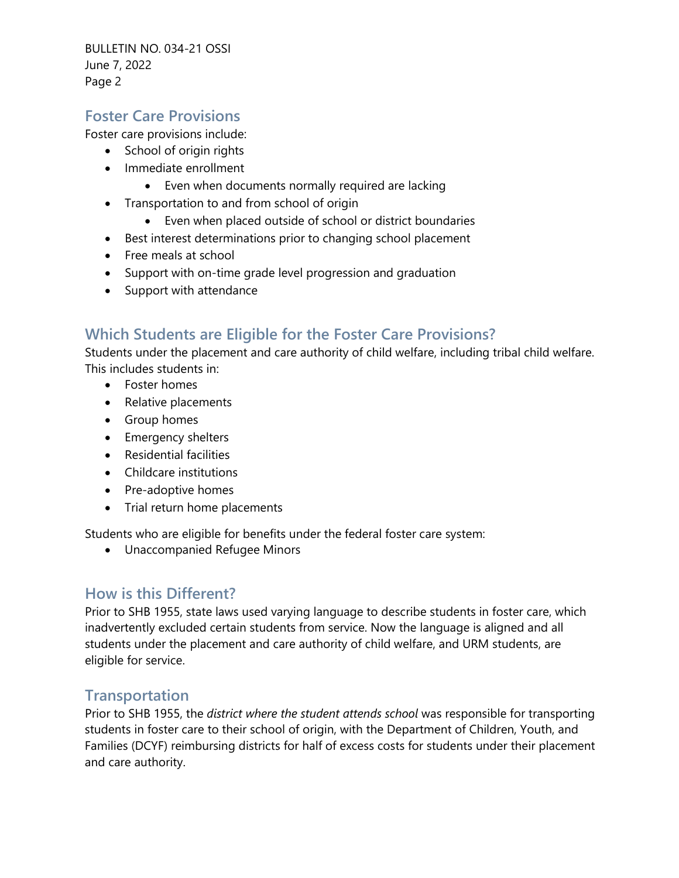## Foster Care Provisions

Foster care provisions include:

- School of origin rights
- Immediate enrollment
  - Even when documents normally required are lacking
- Transportation to and from school of origin
  - Even when placed outside of school or district boundaries
- Best interest determinations prior to changing school placement
- Free meals at school
- Support with on-time grade level progression and graduation
- Support with attendance

## Which Students are Eligible for the Foster Care Provisions?

Students under the placement and care authority of child welfare, including tribal child welfare. This includes students in:

- Foster homes
- Relative placements
- Group homes
- Emergency shelters
- Residential facilities
- Childcare institutions
- Pre-adoptive homes
- Trial return home placements

Students who are eligible for benefits under the federal foster care system:

- Unaccompanied Refugee Minors

## How is this Different?

Prior to SHB 1955, state laws used varying language to describe students in foster care, which inadvertently excluded certain students from service. Now the language is aligned and all students under the placement and care authority of child welfare, and URM students, are eligible for service.

## Transportation

Prior to SHB 1955, the *district where the student attends school* was responsible for transporting students in foster care to their school of origin, with the Department of Children, Youth, and Families (DCYF) reimbursing districts for half of excess costs for students under their placement and care authority.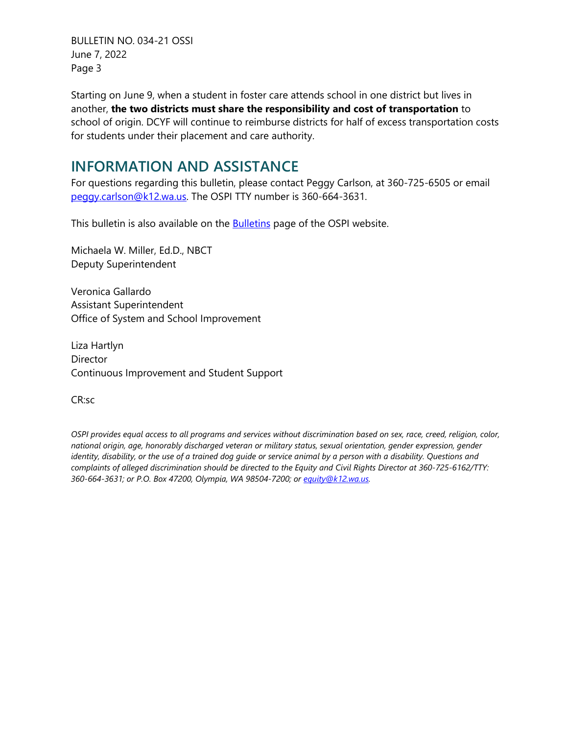Starting on June 9, when a student in foster care attends school in one district but lives in another, **the two districts must share the responsibility and cost of transportation** to school of origin. DCYF will continue to reimburse districts for half of excess transportation costs for students under their placement and care authority.

## INFORMATION AND ASSISTANCE

For questions regarding this bulletin, please contact Peggy Carlson, at 360-725-6505 or email [peggy.carlson@k12.wa.us](mailto:peggy.carlson@k12.wa.us). The OSPI TTY number is 360-664-3631.

This bulletin is also available on the [Bulletins](#) page of the OSPI website.

Michaela W. Miller, Ed.D., NBCT
Deputy Superintendent

Veronica Gallardo
Assistant Superintendent
Office of System and School Improvement

Liza Hartlyn
Director
Continuous Improvement and Student Support

CR:sc

*OSPI provides equal access to all programs and services without discrimination based on sex, race, creed, religion, color, national origin, age, honorably discharged veteran or military status, sexual orientation, gender expression, gender identity, disability, or the use of a trained dog guide or service animal by a person with a disability. Questions and complaints of alleged discrimination should be directed to the Equity and Civil Rights Director at 360-725-6162/TTY: 360-664-3631; or P.O. Box 47200, Olympia, WA 98504-7200; or [equity@k12.wa.us](mailto:equity@k12.wa.us).*